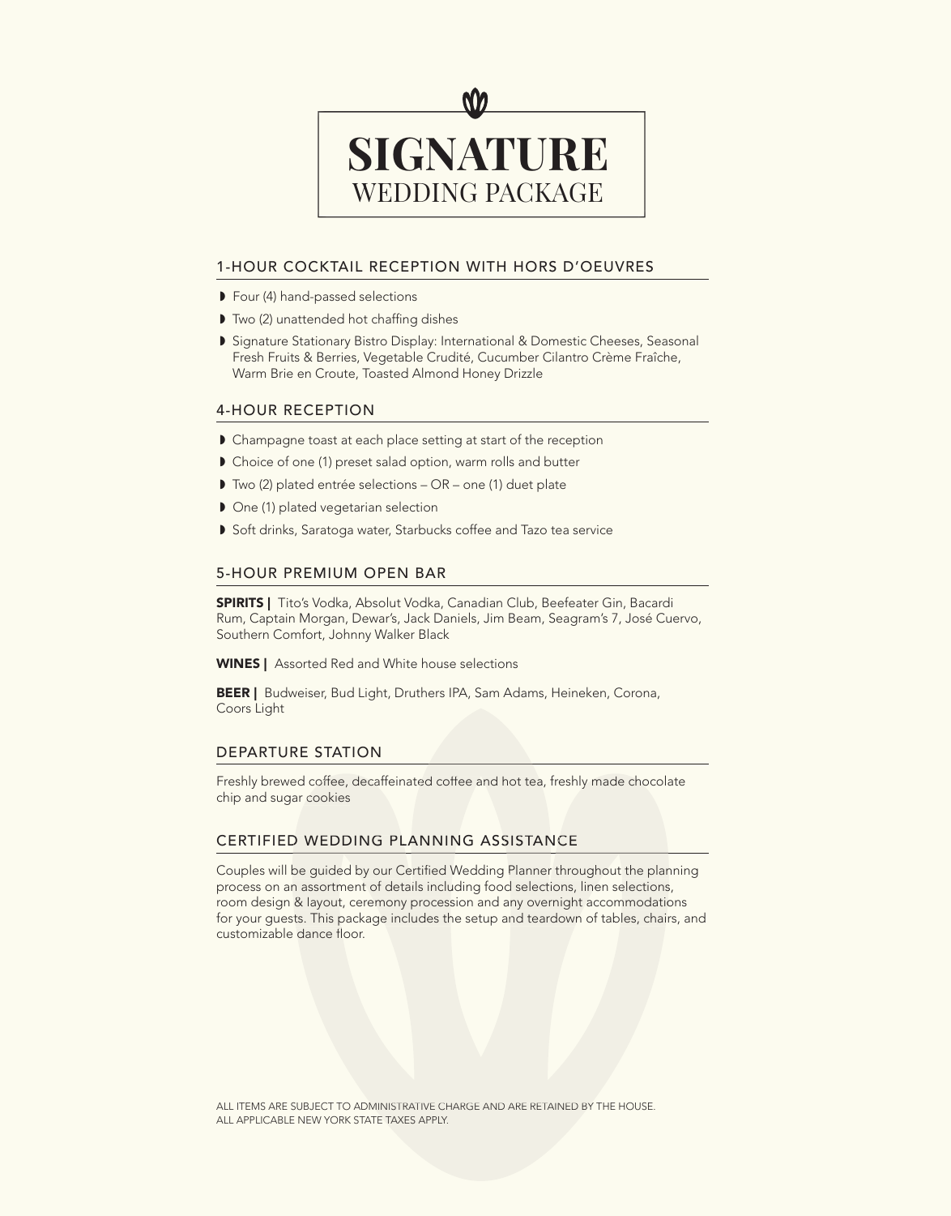# SIGNATURE
## WEDDING PACKAGE

### 1-HOUR COCKTAIL RECEPTION WITH HORS D'OEUVRES

- Four (4) hand-passed selections
- Two (2) unattended hot chaffing dishes
- Signature Stationary Bistro Display: International & Domestic Cheeses, Seasonal Fresh Fruits & Berries, Vegetable Crudité, Cucumber Cilantro Crème Fraîche, Warm Brie en Croute, Toasted Almond Honey Drizzle

### 4-HOUR RECEPTION

- Champagne toast at each place setting at start of the reception
- Choice of one (1) preset salad option, warm rolls and butter
- Two (2) plated entrée selections – OR – one (1) duet plate
- One (1) plated vegetarian selection
- Soft drinks, Saratoga water, Starbucks coffee and Tazo tea service

### 5-HOUR PREMIUM OPEN BAR

**SPIRITS |** Tito's Vodka, Absolut Vodka, Canadian Club, Beefeater Gin, Bacardi Rum, Captain Morgan, Dewar's, Jack Daniels, Jim Beam, Seagram's 7, José Cuervo, Southern Comfort, Johnny Walker Black

**WINES |** Assorted Red and White house selections

**BEER |** Budweiser, Bud Light, Druthers IPA, Sam Adams, Heineken, Corona, Coors Light

### DEPARTURE STATION

Freshly brewed coffee, decaffeinated coffee and hot tea, freshly made chocolate chip and sugar cookies

### CERTIFIED WEDDING PLANNING ASSISTANCE

Couples will be guided by our Certified Wedding Planner throughout the planning process on an assortment of details including food selections, linen selections, room design & layout, ceremony procession and any overnight accommodations for your guests. This package includes the setup and teardown of tables, chairs, and customizable dance floor.

ALL ITEMS ARE SUBJECT TO ADMINISTRATIVE CHARGE AND ARE RETAINED BY THE HOUSE.
ALL APPLICABLE NEW YORK STATE TAXES APPLY.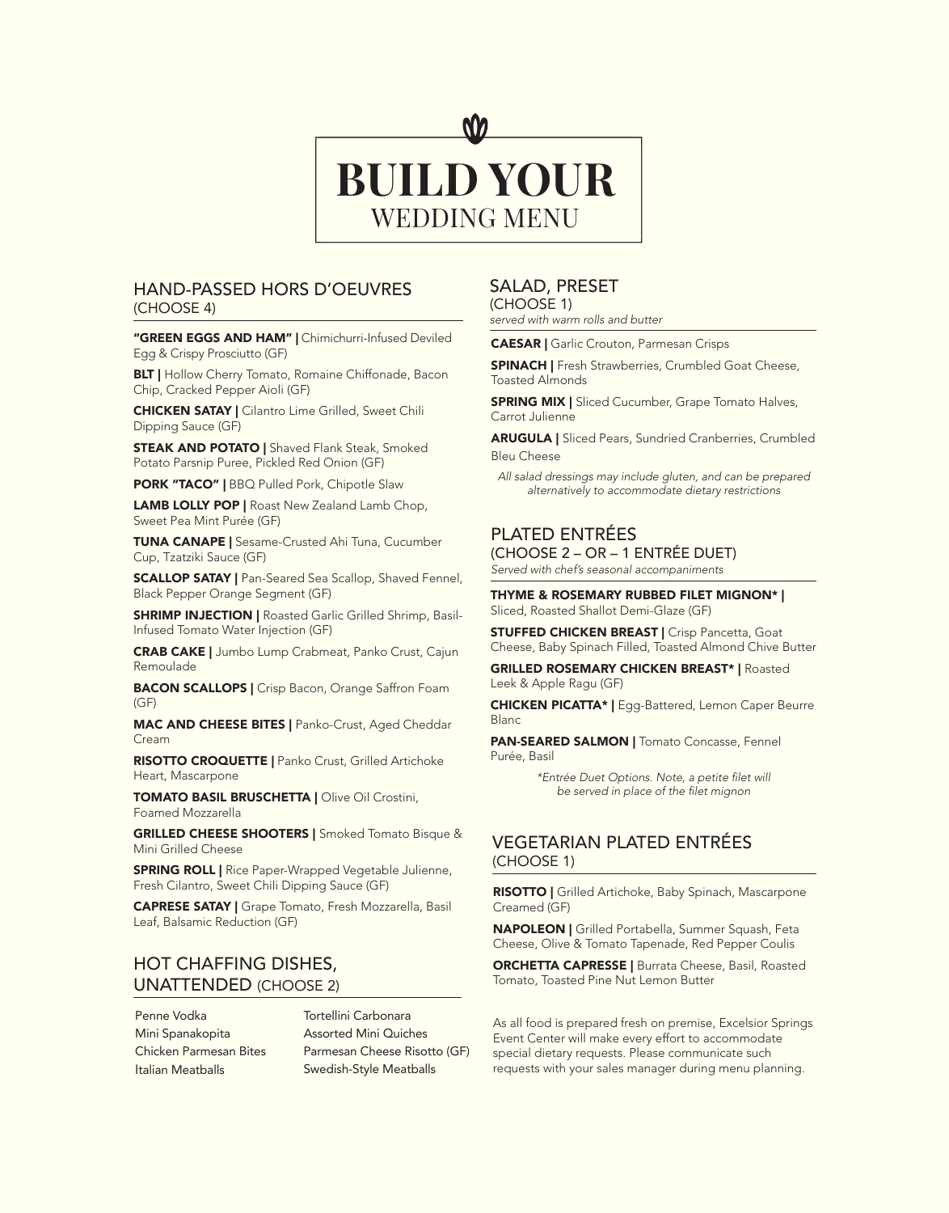# BUILD YOUR
## WEDDING MENU

### HAND-PASSED HORS D'OEUVRES
(CHOOSE 4)

**"GREEN EGGS AND HAM" |** Chimichurri-Infused Deviled Egg & Crispy Prosciutto (GF)

**BLT |** Hollow Cherry Tomato, Romaine Chiffonade, Bacon Chip, Cracked Pepper Aioli (GF)

**CHICKEN SATAY |** Cilantro Lime Grilled, Sweet Chili Dipping Sauce (GF)

**STEAK AND POTATO |** Shaved Flank Steak, Smoked Potato Parsnip Puree, Pickled Red Onion (GF)

**PORK "TACO" |** BBQ Pulled Pork, Chipotle Slaw

**LAMB LOLLY POP |** Roast New Zealand Lamb Chop, Sweet Pea Mint Purée (GF)

**TUNA CANAPE |** Sesame-Crusted Ahi Tuna, Cucumber Cup, Tzatziki Sauce (GF)

**SCALLOP SATAY |** Pan-Seared Sea Scallop, Shaved Fennel, Black Pepper Orange Segment (GF)

**SHRIMP INJECTION |** Roasted Garlic Grilled Shrimp, Basil-Infused Tomato Water Injection (GF)

**CRAB CAKE |** Jumbo Lump Crabmeat, Panko Crust, Cajun Remoulade

**BACON SCALLOPS |** Crisp Bacon, Orange Saffron Foam (GF)

**MAC AND CHEESE BITES |** Panko-Crust, Aged Cheddar Cream

**RISOTTO CROQUETTE |** Panko Crust, Grilled Artichoke Heart, Mascarpone

**TOMATO BASIL BRUSCHETTA |** Olive Oil Crostini, Foamed Mozzarella

**GRILLED CHEESE SHOOTERS |** Smoked Tomato Bisque & Mini Grilled Cheese

**SPRING ROLL |** Rice Paper-Wrapped Vegetable Julienne, Fresh Cilantro, Sweet Chili Dipping Sauce (GF)

**CAPRESE SATAY |** Grape Tomato, Fresh Mozzarella, Basil Leaf, Balsamic Reduction (GF)

### HOT CHAFFING DISHES, UNATTENDED (CHOOSE 2)

Penne Vodka
Mini Spanakopita
Chicken Parmesan Bites
Italian Meatballs
Tortellini Carbonara
Assorted Mini Quiches
Parmesan Cheese Risotto (GF)
Swedish-Style Meatballs

### SALAD, PRESET
(CHOOSE 1)
*served with warm rolls and butter*

**CAESAR |** Garlic Crouton, Parmesan Crisps

**SPINACH |** Fresh Strawberries, Crumbled Goat Cheese, Toasted Almonds

**SPRING MIX |** Sliced Cucumber, Grape Tomato Halves, Carrot Julienne

**ARUGULA |** Sliced Pears, Sundried Cranberries, Crumbled Bleu Cheese

*All salad dressings may include gluten, and can be prepared alternatively to accommodate dietary restrictions*

### PLATED ENTRÉES
(CHOOSE 2 – OR – 1 ENTRÉE DUET)
*Served with chef's seasonal accompaniments*

**THYME & ROSEMARY RUBBED FILET MIGNON* |** Sliced, Roasted Shallot Demi-Glaze (GF)

**STUFFED CHICKEN BREAST |** Crisp Pancetta, Goat Cheese, Baby Spinach Filled, Toasted Almond Chive Butter

**GRILLED ROSEMARY CHICKEN BREAST* |** Roasted Leek & Apple Ragu (GF)

**CHICKEN PICATTA* |** Egg-Battered, Lemon Caper Beurre Blanc

**PAN-SEARED SALMON |** Tomato Concasse, Fennel Purée, Basil

*\*Entrée Duet Options. Note, a petite filet will be served in place of the filet mignon*

### VEGETARIAN PLATED ENTRÉES
(CHOOSE 1)

**RISOTTO |** Grilled Artichoke, Baby Spinach, Mascarpone Creamed (GF)

**NAPOLEON |** Grilled Portabella, Summer Squash, Feta Cheese, Olive & Tomato Tapenade, Red Pepper Coulis

**ORCHETTA CAPRESSE |** Burrata Cheese, Basil, Roasted Tomato, Toasted Pine Nut Lemon Butter

As all food is prepared fresh on premise, Excelsior Springs Event Center will make every effort to accommodate special dietary requests. Please communicate such requests with your sales manager during menu planning.